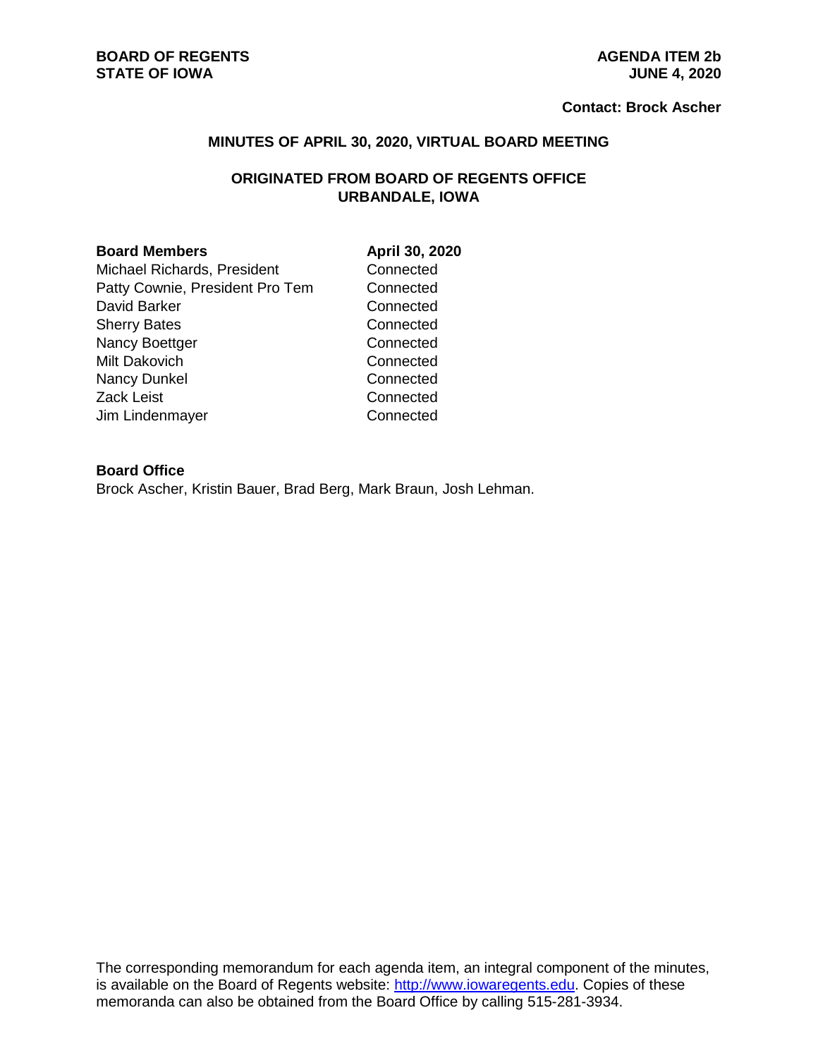**BOARD OF REGENTS**
**STATE OF IOWA**

**AGENDA ITEM 2b**
**JUNE 4, 2020**

**Contact: Brock Ascher**

## MINUTES OF APRIL 30, 2020, VIRTUAL BOARD MEETING

### ORIGINATED FROM BOARD OF REGENTS OFFICE URBANDALE, IOWA

| **Board Members** | **April 30, 2020** |
|---|---|
| Michael Richards, President | Connected |
| Patty Cownie, President Pro Tem | Connected |
| David Barker | Connected |
| Sherry Bates | Connected |
| Nancy Boettger | Connected |
| Milt Dakovich | Connected |
| Nancy Dunkel | Connected |
| Zack Leist | Connected |
| Jim Lindenmayer | Connected |

**Board Office**
Brock Ascher, Kristin Bauer, Brad Berg, Mark Braun, Josh Lehman.

The corresponding memorandum for each agenda item, an integral component of the minutes, is available on the Board of Regents website: http://www.iowaregents.edu. Copies of these memoranda can also be obtained from the Board Office by calling 515-281-3934.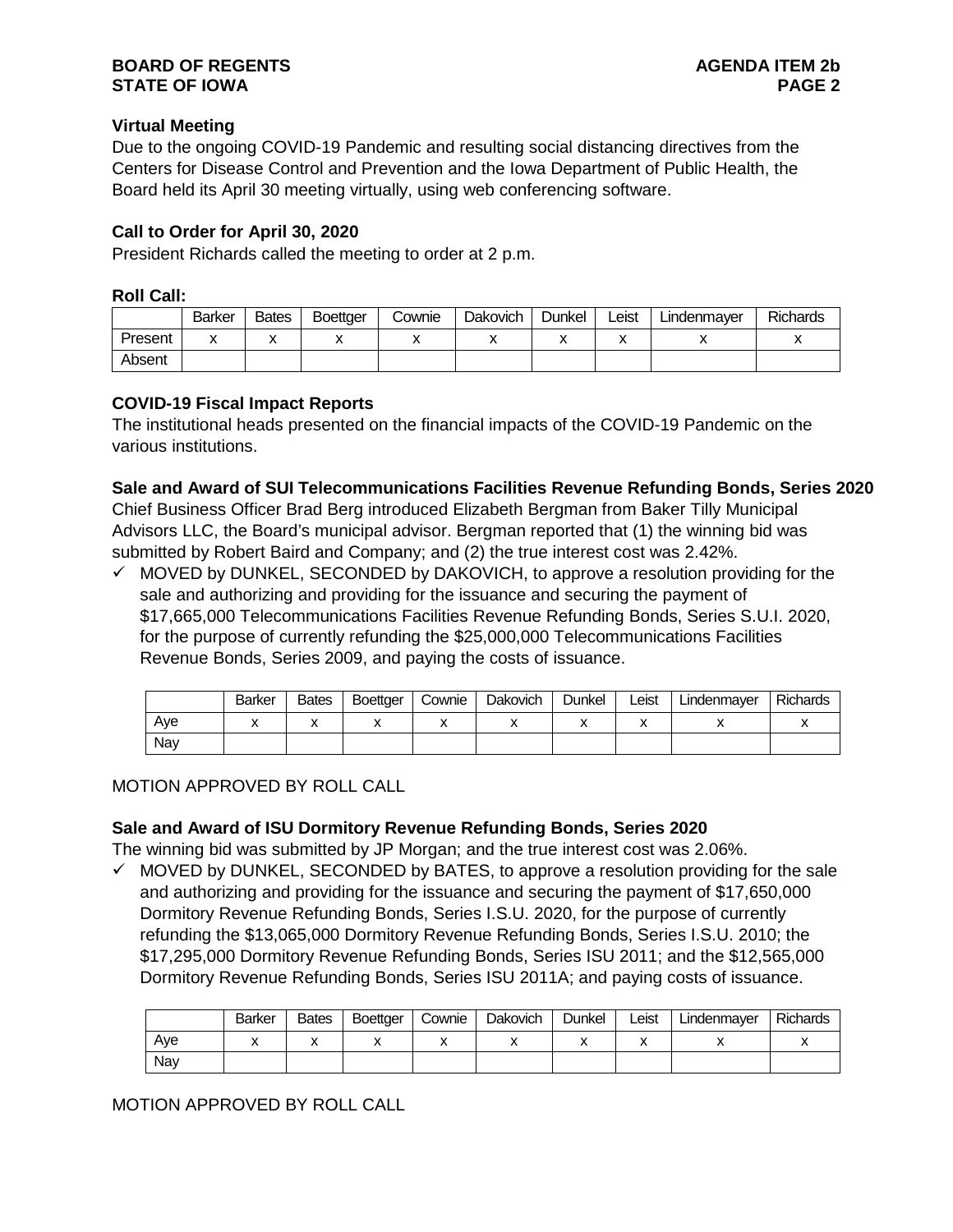### Virtual Meeting

Due to the ongoing COVID-19 Pandemic and resulting social distancing directives from the Centers for Disease Control and Prevention and the Iowa Department of Public Health, the Board held its April 30 meeting virtually, using web conferencing software.

### Call to Order for April 30, 2020

President Richards called the meeting to order at 2 p.m.

**Roll Call:**

| | Barker | Bates | Boettger | Cownie | Dakovich | Dunkel | Leist | Lindenmayer | Richards |
|---|---|---|---|---|---|---|---|---|---|
| Present | x | x | x | x | x | x | x | x | x |
| Absent | | | | | | | | | |

### COVID-19 Fiscal Impact Reports

The institutional heads presented on the financial impacts of the COVID-19 Pandemic on the various institutions.

### Sale and Award of SUI Telecommunications Facilities Revenue Refunding Bonds, Series 2020

Chief Business Officer Brad Berg introduced Elizabeth Bergman from Baker Tilly Municipal Advisors LLC, the Board's municipal advisor. Bergman reported that (1) the winning bid was submitted by Robert Baird and Company; and (2) the true interest cost was 2.42%.

- ✓ MOVED by DUNKEL, SECONDED by DAKOVICH, to approve a resolution providing for the sale and authorizing and providing for the issuance and securing the payment of $17,665,000 Telecommunications Facilities Revenue Refunding Bonds, Series S.U.I. 2020, for the purpose of currently refunding the $25,000,000 Telecommunications Facilities Revenue Bonds, Series 2009, and paying the costs of issuance.

| | Barker | Bates | Boettger | Cownie | Dakovich | Dunkel | Leist | Lindenmayer | Richards |
|---|---|---|---|---|---|---|---|---|---|
| Aye | x | x | x | x | x | x | x | x | x |
| Nay | | | | | | | | | |

MOTION APPROVED BY ROLL CALL

### Sale and Award of ISU Dormitory Revenue Refunding Bonds, Series 2020

The winning bid was submitted by JP Morgan; and the true interest cost was 2.06%.

- ✓ MOVED by DUNKEL, SECONDED by BATES, to approve a resolution providing for the sale and authorizing and providing for the issuance and securing the payment of $17,650,000 Dormitory Revenue Refunding Bonds, Series I.S.U. 2020, for the purpose of currently refunding the $13,065,000 Dormitory Revenue Refunding Bonds, Series I.S.U. 2010; the $17,295,000 Dormitory Revenue Refunding Bonds, Series ISU 2011; and the $12,565,000 Dormitory Revenue Refunding Bonds, Series ISU 2011A; and paying costs of issuance.

| | Barker | Bates | Boettger | Cownie | Dakovich | Dunkel | Leist | Lindenmayer | Richards |
|---|---|---|---|---|---|---|---|---|---|
| Aye | x | x | x | x | x | x | x | x | x |
| Nay | | | | | | | | | |

MOTION APPROVED BY ROLL CALL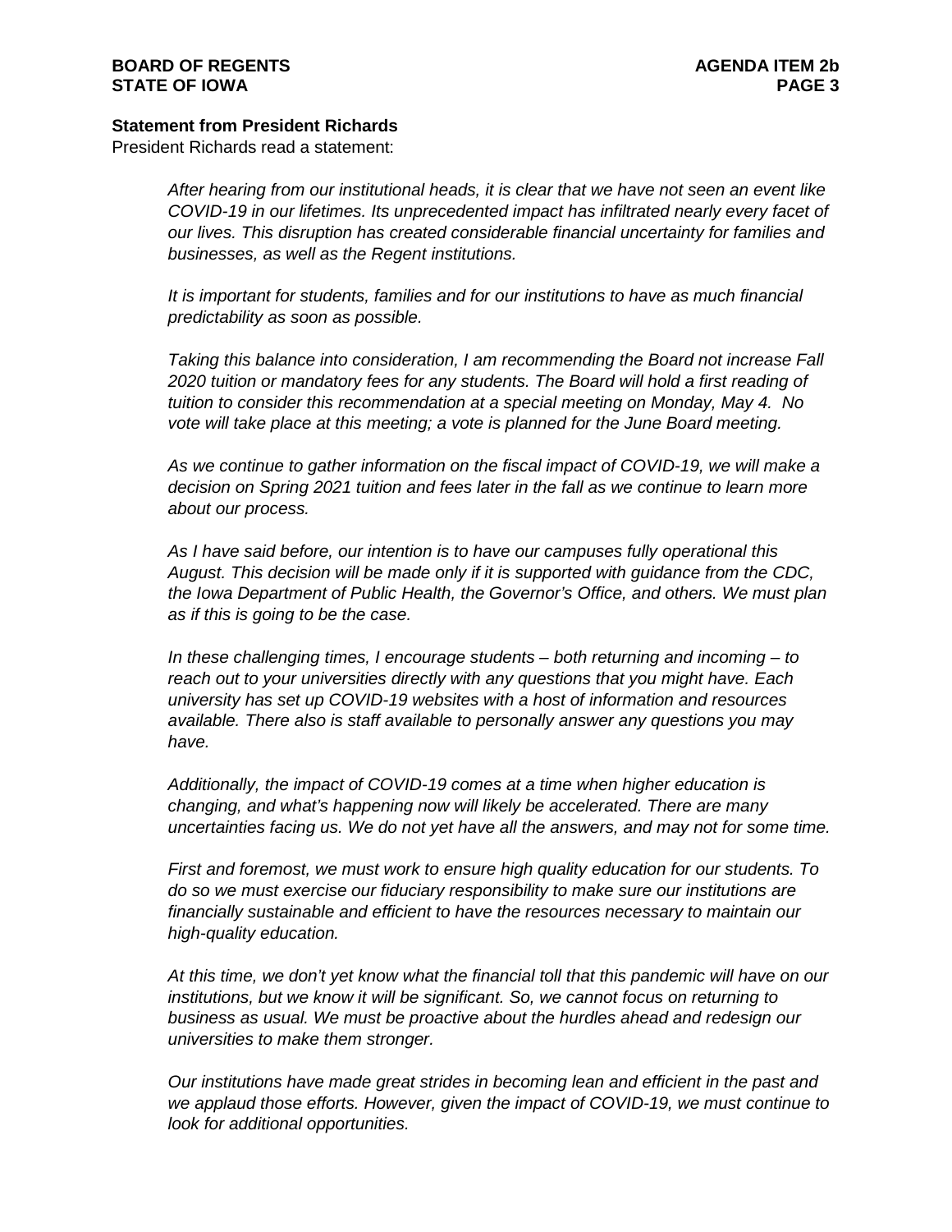**Statement from President Richards**

President Richards read a statement:

> *After hearing from our institutional heads, it is clear that we have not seen an event like COVID-19 in our lifetimes. Its unprecedented impact has infiltrated nearly every facet of our lives. This disruption has created considerable financial uncertainty for families and businesses, as well as the Regent institutions.*
>
> *It is important for students, families and for our institutions to have as much financial predictability as soon as possible.*
>
> *Taking this balance into consideration, I am recommending the Board not increase Fall 2020 tuition or mandatory fees for any students. The Board will hold a first reading of tuition to consider this recommendation at a special meeting on Monday, May 4. No vote will take place at this meeting; a vote is planned for the June Board meeting.*
>
> *As we continue to gather information on the fiscal impact of COVID-19, we will make a decision on Spring 2021 tuition and fees later in the fall as we continue to learn more about our process.*
>
> *As I have said before, our intention is to have our campuses fully operational this August. This decision will be made only if it is supported with guidance from the CDC, the Iowa Department of Public Health, the Governor's Office, and others. We must plan as if this is going to be the case.*
>
> *In these challenging times, I encourage students – both returning and incoming – to reach out to your universities directly with any questions that you might have. Each university has set up COVID-19 websites with a host of information and resources available. There also is staff available to personally answer any questions you may have.*
>
> *Additionally, the impact of COVID-19 comes at a time when higher education is changing, and what's happening now will likely be accelerated. There are many uncertainties facing us. We do not yet have all the answers, and may not for some time.*
>
> *First and foremost, we must work to ensure high quality education for our students. To do so we must exercise our fiduciary responsibility to make sure our institutions are financially sustainable and efficient to have the resources necessary to maintain our high-quality education.*
>
> *At this time, we don't yet know what the financial toll that this pandemic will have on our institutions, but we know it will be significant. So, we cannot focus on returning to business as usual. We must be proactive about the hurdles ahead and redesign our universities to make them stronger.*
>
> *Our institutions have made great strides in becoming lean and efficient in the past and we applaud those efforts. However, given the impact of COVID-19, we must continue to look for additional opportunities.*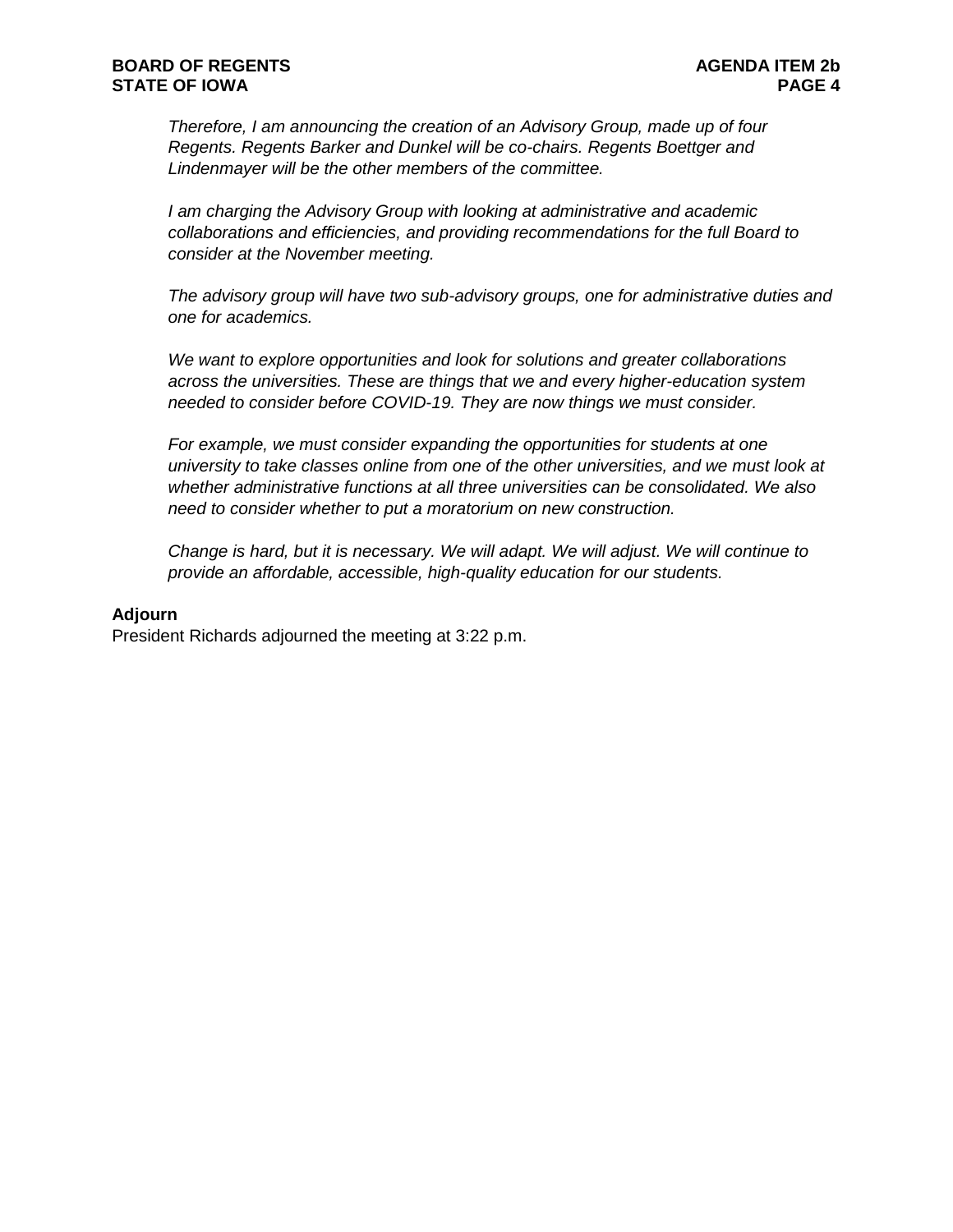*Therefore, I am announcing the creation of an Advisory Group, made up of four Regents. Regents Barker and Dunkel will be co-chairs. Regents Boettger and Lindenmayer will be the other members of the committee.*

*I am charging the Advisory Group with looking at administrative and academic collaborations and efficiencies, and providing recommendations for the full Board to consider at the November meeting.*

*The advisory group will have two sub-advisory groups, one for administrative duties and one for academics.*

*We want to explore opportunities and look for solutions and greater collaborations across the universities. These are things that we and every higher-education system needed to consider before COVID-19. They are now things we must consider.*

*For example, we must consider expanding the opportunities for students at one university to take classes online from one of the other universities, and we must look at whether administrative functions at all three universities can be consolidated. We also need to consider whether to put a moratorium on new construction.*

*Change is hard, but it is necessary. We will adapt. We will adjust. We will continue to provide an affordable, accessible, high-quality education for our students.*

**Adjourn**

President Richards adjourned the meeting at 3:22 p.m.